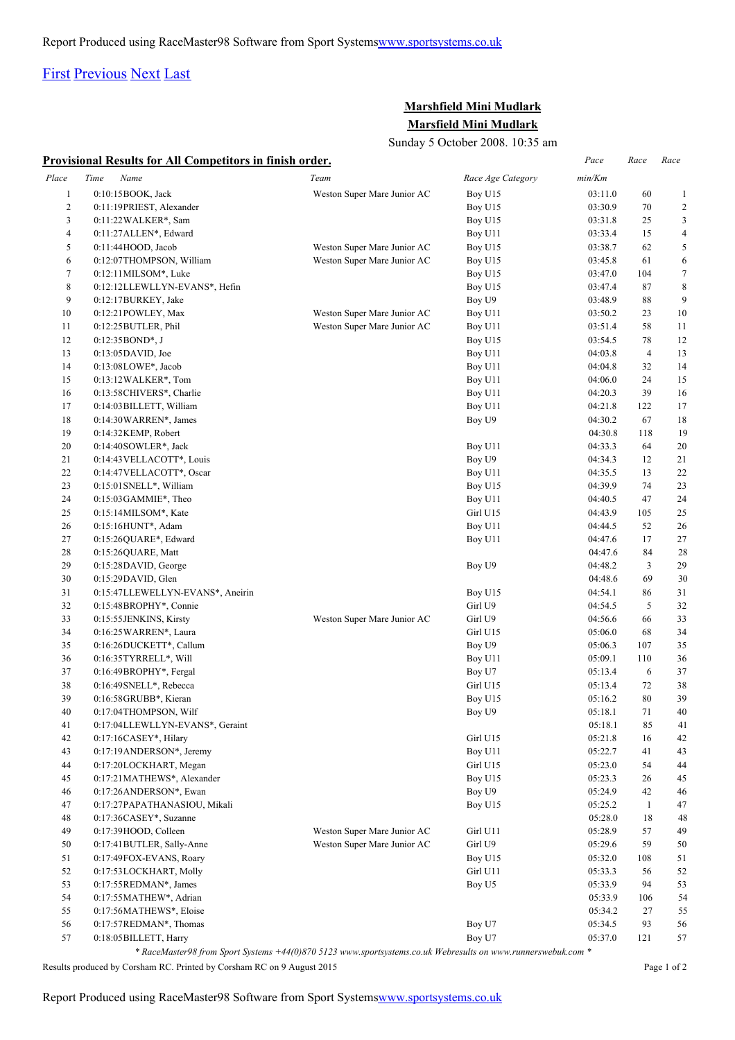Report Produced using RaceMaster98 Software from Sport Systems[www.sportsystems.co.uk](http://www.sportsystems.co.uk)

First Previous Next Last

## Marshfield Mini Mudlark

## Marsfield Mini Mudlark

Sunday 5 October 2008. 10:35 am

### Provisional Results for All Competitors in finish order.

| Place | Time | Name | Team | Race Age Category | Pace min/Km | Race | Race |
|---|---|---|---|---|---|---|---|
| 1 | 0:10:15 | BOOK, Jack | Weston Super Mare Junior AC | Boy U15 | 03:11.0 | 60 | 1 |
| 2 | 0:11:19 | PRIEST, Alexander | Weston Super Mare Junior AC | Boy U15 | 03:30.9 | 70 | 2 |
| 3 | 0:11:22 | WALKER*, Sam | | Boy U15 | 03:31.8 | 25 | 3 |
| 4 | 0:11:27 | ALLEN*, Edward | | Boy U11 | 03:33.4 | 15 | 4 |
| 5 | 0:11:44 | HOOD, Jacob | Weston Super Mare Junior AC | Boy U15 | 03:38.7 | 62 | 5 |
| 6 | 0:12:07 | THOMPSON, William | Weston Super Mare Junior AC | Boy U15 | 03:45.8 | 61 | 6 |
| 7 | 0:12:11 | MILSOM*, Luke | | Boy U15 | 03:47.0 | 104 | 7 |
| 8 | 0:12:12 | LLEWELLYN-EVANS*, Hefin | | Boy U15 | 03:47.4 | 87 | 8 |
| 9 | 0:12:17 | BURKEY, Jake | | Boy U9 | 03:48.9 | 88 | 9 |
| 10 | 0:12:21 | POWLEY, Max | Weston Super Mare Junior AC | Boy U11 | 03:50.2 | 23 | 10 |
| 11 | 0:12:25 | BUTLER, Phil | Weston Super Mare Junior AC | Boy U11 | 03:51.4 | 58 | 11 |
| 12 | 0:12:35 | BOND*, J | | Boy U15 | 03:54.5 | 78 | 12 |
| 13 | 0:13:05 | DAVID, Joe | | Boy U11 | 04:03.8 | 4 | 13 |
| 14 | 0:13:08 | LOWE*, Jacob | | Boy U11 | 04:04.8 | 32 | 14 |
| 15 | 0:13:12 | WALKER*, Tom | | Boy U11 | 04:06.0 | 24 | 15 |
| 16 | 0:13:58 | CHIVERS*, Charlie | | Boy U11 | 04:20.3 | 39 | 16 |
| 17 | 0:14:03 | BILLETT, William | | Boy U11 | 04:21.8 | 122 | 17 |
| 18 | 0:14:30 | WARREN*, James | | Boy U9 | 04:30.2 | 67 | 18 |
| 19 | 0:14:32 | KEMP, Robert | | | 04:30.8 | 118 | 19 |
| 20 | 0:14:40 | SOWLER*, Jack | | Boy U11 | 04:33.3 | 64 | 20 |
| 21 | 0:14:43 | VELLACOTT*, Louis | | Boy U9 | 04:34.3 | 12 | 21 |
| 22 | 0:14:47 | VELLACOTT*, Oscar | | Boy U11 | 04:35.5 | 13 | 22 |
| 23 | 0:15:01 | SNELL*, William | | Boy U15 | 04:39.9 | 74 | 23 |
| 24 | 0:15:03 | GAMMIE*, Theo | | Boy U11 | 04:40.5 | 47 | 24 |
| 25 | 0:15:14 | MILSOM*, Kate | | Girl U15 | 04:43.9 | 105 | 25 |
| 26 | 0:15:16 | HUNT*, Adam | | Boy U11 | 04:44.5 | 52 | 26 |
| 27 | 0:15:26 | QUARE*, Edward | | Boy U11 | 04:47.6 | 17 | 27 |
| 28 | 0:15:26 | QUARE, Matt | | | 04:47.6 | 84 | 28 |
| 29 | 0:15:28 | DAVID, George | | Boy U9 | 04:48.2 | 3 | 29 |
| 30 | 0:15:29 | DAVID, Glen | | | 04:48.6 | 69 | 30 |
| 31 | 0:15:47 | LLEWELLYN-EVANS*, Aneirin | | Boy U15 | 04:54.1 | 86 | 31 |
| 32 | 0:15:48 | BROPHY*, Connie | | Girl U9 | 04:54.5 | 5 | 32 |
| 33 | 0:15:55 | JENKINS, Kirsty | Weston Super Mare Junior AC | Girl U9 | 04:56.6 | 66 | 33 |
| 34 | 0:16:25 | WARREN*, Laura | | Girl U15 | 05:06.0 | 68 | 34 |
| 35 | 0:16:26 | DUCKETT*, Callum | | Boy U9 | 05:06.3 | 107 | 35 |
| 36 | 0:16:35 | TYRRELL*, Will | | Boy U11 | 05:09.1 | 110 | 36 |
| 37 | 0:16:49 | BROPHY*, Fergal | | Boy U7 | 05:13.4 | 6 | 37 |
| 38 | 0:16:49 | SNELL*, Rebecca | | Girl U15 | 05:13.4 | 72 | 38 |
| 39 | 0:16:58 | GRUBB*, Kieran | | Boy U15 | 05:16.2 | 80 | 39 |
| 40 | 0:17:04 | THOMPSON, Wilf | | Boy U9 | 05:18.1 | 71 | 40 |
| 41 | 0:17:04 | LLEWLLYN-EVANS*, Geraint | | | 05:18.1 | 85 | 41 |
| 42 | 0:17:16 | CASEY*, Hilary | | Girl U15 | 05:21.8 | 16 | 42 |
| 43 | 0:17:19 | ANDERSON*, Jeremy | | Boy U11 | 05:22.7 | 41 | 43 |
| 44 | 0:17:20 | LOCKHART, Megan | | Girl U15 | 05:23.0 | 54 | 44 |
| 45 | 0:17:21 | MATHEWS*, Alexander | | Boy U15 | 05:23.3 | 26 | 45 |
| 46 | 0:17:26 | ANDERSON*, Ewan | | Boy U9 | 05:24.9 | 42 | 46 |
| 47 | 0:17:27 | PAPATHANASIOU, Mikali | | Boy U15 | 05:25.2 | 1 | 47 |
| 48 | 0:17:36 | CASEY*, Suzanne | | | 05:28.0 | 18 | 48 |
| 49 | 0:17:39 | HOOD, Colleen | Weston Super Mare Junior AC | Girl U11 | 05:28.9 | 57 | 49 |
| 50 | 0:17:41 | BUTLER, Sally-Anne | Weston Super Mare Junior AC | Girl U9 | 05:29.6 | 59 | 50 |
| 51 | 0:17:49 | FOX-EVANS, Roary | | Boy U15 | 05:32.0 | 108 | 51 |
| 52 | 0:17:53 | LOCKHART, Molly | | Girl U11 | 05:33.3 | 56 | 52 |
| 53 | 0:17:55 | REDMAN*, James | | Boy U5 | 05:33.9 | 94 | 53 |
| 54 | 0:17:55 | MATHEW*, Adrian | | | 05:33.9 | 106 | 54 |
| 55 | 0:17:56 | MATHEWS*, Eloise | | | 05:34.2 | 27 | 55 |
| 56 | 0:17:57 | REDMAN*, Thomas | | Boy U7 | 05:34.5 | 93 | 56 |
| 57 | 0:18:05 | BILLETT, Harry | | Boy U7 | 05:37.0 | 121 | 57 |

*\* RaceMaster98 from Sport Systems +44(0)870 5123 www.sportsystems.co.uk Webresults on www.runnerswebuk.com \**

Results produced by Corsham RC. Printed by Corsham RC on 9 August 2015

Report Produced using RaceMaster98 Software from Sport Systems[www.sportsystems.co.uk](http://www.sportsystems.co.uk)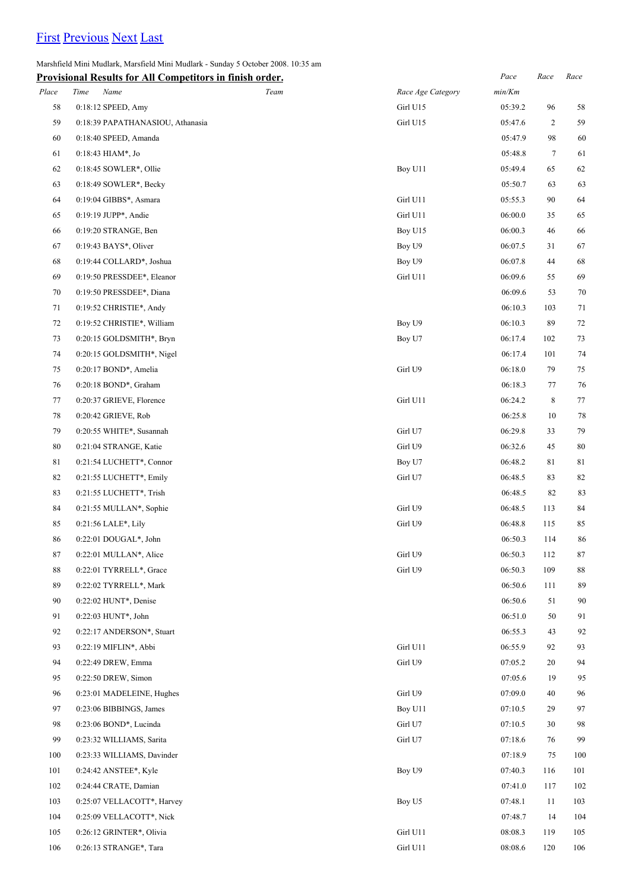[First](#) [Previous](#) [Next](#) [Last](#)

Marshfield Mini Mudlark, Marsfield Mini Mudlark - Sunday 5 October 2008. 10:35 am

**Provisional Results for All Competitors in finish order.**

| Place | Time | Name | Team | Race Age Category | Pace min/Km | Race | Race |
|---|---|---|---|---|---|---|---|
| 58 | 0:18:12 | SPEED, Amy | | Girl U15 | 05:39.2 | 96 | 58 |
| 59 | 0:18:39 | PAPATHANASIOU, Athanasia | | Girl U15 | 05:47.6 | 2 | 59 |
| 60 | 0:18:40 | SPEED, Amanda | | | 05:47.9 | 98 | 60 |
| 61 | 0:18:43 | HIAM*, Jo | | | 05:48.8 | 7 | 61 |
| 62 | 0:18:45 | SOWLER*, Ollie | | Boy U11 | 05:49.4 | 65 | 62 |
| 63 | 0:18:49 | SOWLER*, Becky | | | 05:50.7 | 63 | 63 |
| 64 | 0:19:04 | GIBBS*, Asmara | | Girl U11 | 05:55.3 | 90 | 64 |
| 65 | 0:19:19 | JUPP*, Andie | | Girl U11 | 06:00.0 | 35 | 65 |
| 66 | 0:19:20 | STRANGE, Ben | | Boy U15 | 06:00.3 | 46 | 66 |
| 67 | 0:19:43 | BAYS*, Oliver | | Boy U9 | 06:07.5 | 31 | 67 |
| 68 | 0:19:44 | COLLARD*, Joshua | | Boy U9 | 06:07.8 | 44 | 68 |
| 69 | 0:19:50 | PRESSDEE*, Eleanor | | Girl U11 | 06:09.6 | 55 | 69 |
| 70 | 0:19:50 | PRESSDEE*, Diana | | | 06:09.6 | 53 | 70 |
| 71 | 0:19:52 | CHRISTIE*, Andy | | | 06:10.3 | 103 | 71 |
| 72 | 0:19:52 | CHRISTIE*, William | | Boy U9 | 06:10.3 | 89 | 72 |
| 73 | 0:20:15 | GOLDSMITH*, Bryn | | Boy U7 | 06:17.4 | 102 | 73 |
| 74 | 0:20:15 | GOLDSMITH*, Nigel | | | 06:17.4 | 101 | 74 |
| 75 | 0:20:17 | BOND*, Amelia | | Girl U9 | 06:18.0 | 79 | 75 |
| 76 | 0:20:18 | BOND*, Graham | | | 06:18.3 | 77 | 76 |
| 77 | 0:20:37 | GRIEVE, Florence | | Girl U11 | 06:24.2 | 8 | 77 |
| 78 | 0:20:42 | GRIEVE, Rob | | | 06:25.8 | 10 | 78 |
| 79 | 0:20:55 | WHITE*, Susannah | | Girl U7 | 06:29.8 | 33 | 79 |
| 80 | 0:21:04 | STRANGE, Katie | | Girl U9 | 06:32.6 | 45 | 80 |
| 81 | 0:21:54 | LUCHETT*, Connor | | Boy U7 | 06:48.2 | 81 | 81 |
| 82 | 0:21:55 | LUCHETT*, Emily | | Girl U7 | 06:48.5 | 83 | 82 |
| 83 | 0:21:55 | LUCHETT*, Trish | | | 06:48.5 | 82 | 83 |
| 84 | 0:21:55 | MULLAN*, Sophie | | Girl U9 | 06:48.5 | 113 | 84 |
| 85 | 0:21:56 | LALE*, Lily | | Girl U9 | 06:48.8 | 115 | 85 |
| 86 | 0:22:01 | DOUGAL*, John | | | 06:50.3 | 114 | 86 |
| 87 | 0:22:01 | MULLAN*, Alice | | Girl U9 | 06:50.3 | 112 | 87 |
| 88 | 0:22:01 | TYRRELL*, Grace | | Girl U9 | 06:50.3 | 109 | 88 |
| 89 | 0:22:02 | TYRRELL*, Mark | | | 06:50.6 | 111 | 89 |
| 90 | 0:22:02 | HUNT*, Denise | | | 06:50.6 | 51 | 90 |
| 91 | 0:22:03 | HUNT*, John | | | 06:51.0 | 50 | 91 |
| 92 | 0:22:17 | ANDERSON*, Stuart | | | 06:55.3 | 43 | 92 |
| 93 | 0:22:19 | MIFLIN*, Abbi | | Girl U11 | 06:55.9 | 92 | 93 |
| 94 | 0:22:49 | DREW, Emma | | Girl U9 | 07:05.2 | 20 | 94 |
| 95 | 0:22:50 | DREW, Simon | | | 07:05.6 | 19 | 95 |
| 96 | 0:23:01 | MADELEINE, Hughes | | Girl U9 | 07:09.0 | 40 | 96 |
| 97 | 0:23:06 | BIBBINGS, James | | Boy U11 | 07:10.5 | 29 | 97 |
| 98 | 0:23:06 | BOND*, Lucinda | | Girl U7 | 07:10.5 | 30 | 98 |
| 99 | 0:23:32 | WILLIAMS, Sarita | | Girl U7 | 07:18.6 | 76 | 99 |
| 100 | 0:23:33 | WILLIAMS, Davinder | | | 07:18.9 | 75 | 100 |
| 101 | 0:24:42 | ANSTEE*, Kyle | | Boy U9 | 07:40.3 | 116 | 101 |
| 102 | 0:24:44 | CRATE, Damian | | | 07:41.0 | 117 | 102 |
| 103 | 0:25:07 | VELLACOTT*, Harvey | | Boy U5 | 07:48.1 | 11 | 103 |
| 104 | 0:25:09 | VELLACOTT*, Nick | | | 07:48.7 | 14 | 104 |
| 105 | 0:26:12 | GRINTER*, Olivia | | Girl U11 | 08:08.3 | 119 | 105 |
| 106 | 0:26:13 | STRANGE*, Tara | | Girl U11 | 08:08.6 | 120 | 106 |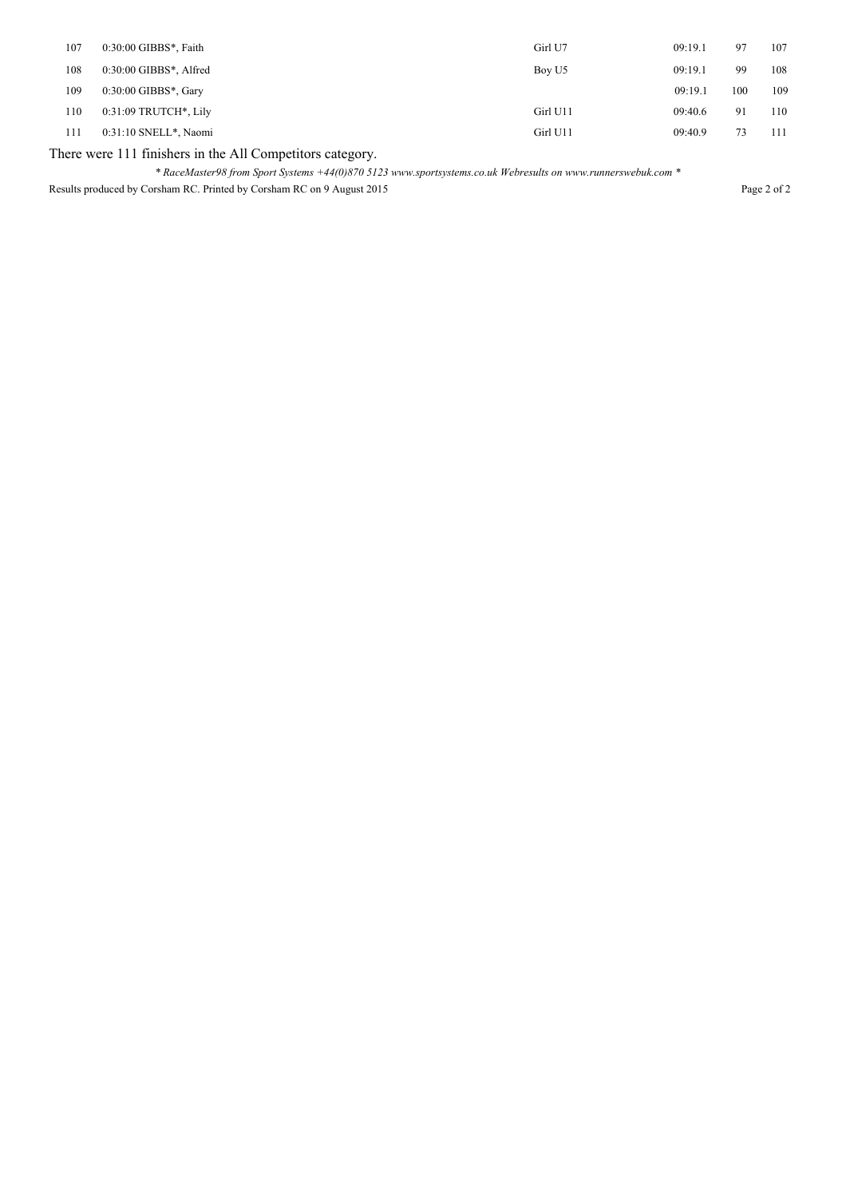| | | | | | |
|---|---|---|---|---|---|
| 107 | 0:30:00 GIBBS*, Faith | Girl U7 | 09:19.1 | 97 | 107 |
| 108 | 0:30:00 GIBBS*, Alfred | Boy U5 | 09:19.1 | 99 | 108 |
| 109 | 0:30:00 GIBBS*, Gary | | 09:19.1 | 100 | 109 |
| 110 | 0:31:09 TRUTCH*, Lily | Girl U11 | 09:40.6 | 91 | 110 |
| 111 | 0:31:10 SNELL*, Naomi | Girl U11 | 09:40.9 | 73 | 111 |

There were 111 finishers in the All Competitors category.

*\* RaceMaster98 from Sport Systems +44(0)870 5123 www.sportsystems.co.uk Webresults on www.runnerswebuk.com \**

Results produced by Corsham RC. Printed by Corsham RC on 9 August 2015